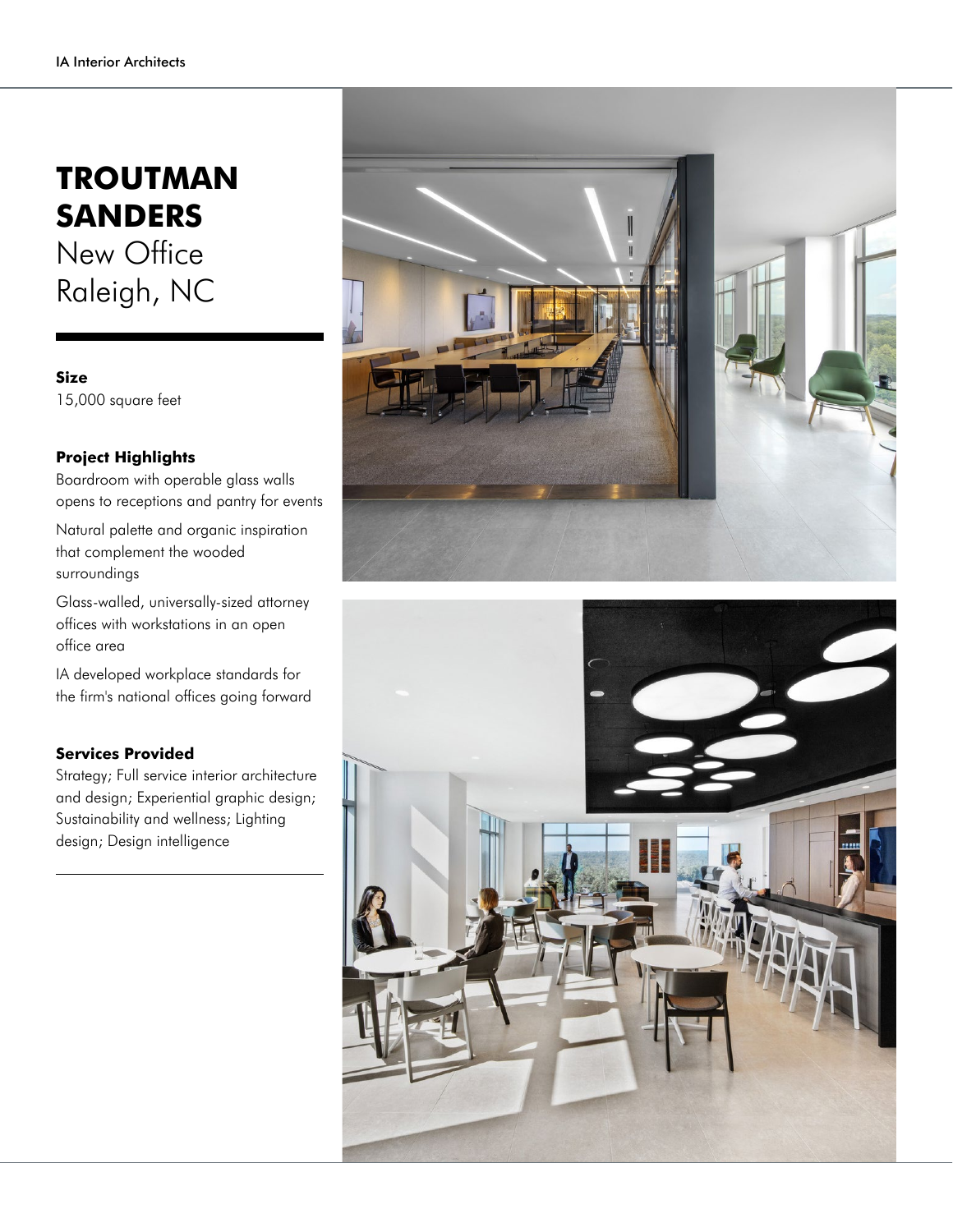# TROUTMAN SANDERS

New Office
Raleigh, NC

**Size**

15,000 square feet

**Project Highlights**

Boardroom with operable glass walls opens to receptions and pantry for events

Natural palette and organic inspiration that complement the wooded surroundings

Glass-walled, universally-sized attorney offices with workstations in an open office area

IA developed workplace standards for the firm's national offices going forward

**Services Provided**

Strategy; Full service interior architecture and design; Experiential graphic design; Sustainability and wellness; Lighting design; Design intelligence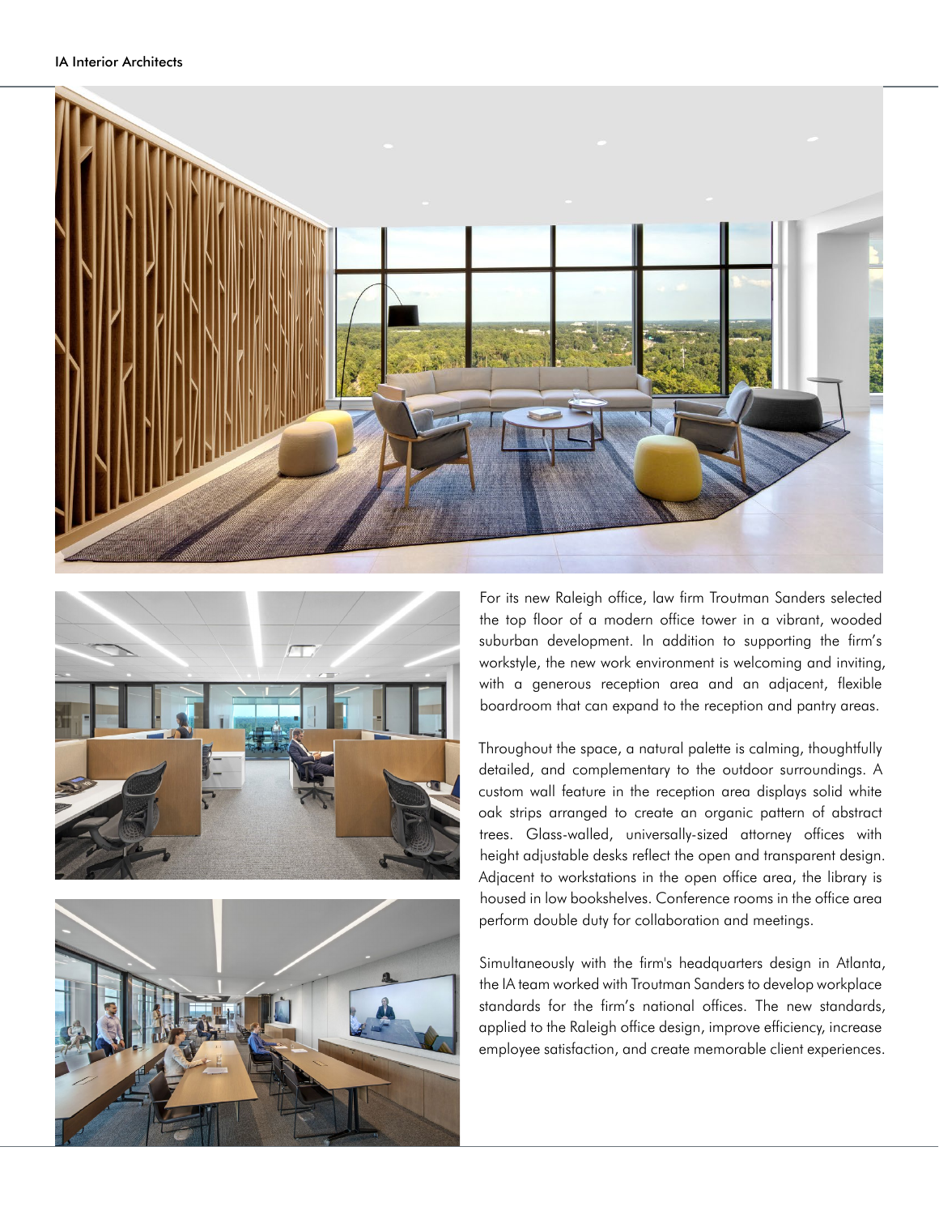For its new Raleigh office, law firm Troutman Sanders selected the top floor of a modern office tower in a vibrant, wooded suburban development. In addition to supporting the firm's workstyle, the new work environment is welcoming and inviting, with a generous reception area and an adjacent, flexible boardroom that can expand to the reception and pantry areas.

Throughout the space, a natural palette is calming, thoughtfully detailed, and complementary to the outdoor surroundings. A custom wall feature in the reception area displays solid white oak strips arranged to create an organic pattern of abstract trees. Glass-walled, universally-sized attorney offices with height adjustable desks reflect the open and transparent design. Adjacent to workstations in the open office area, the library is housed in low bookshelves. Conference rooms in the office area perform double duty for collaboration and meetings.

Simultaneously with the firm's headquarters design in Atlanta, the IA team worked with Troutman Sanders to develop workplace standards for the firm's national offices. The new standards, applied to the Raleigh office design, improve efficiency, increase employee satisfaction, and create memorable client experiences.